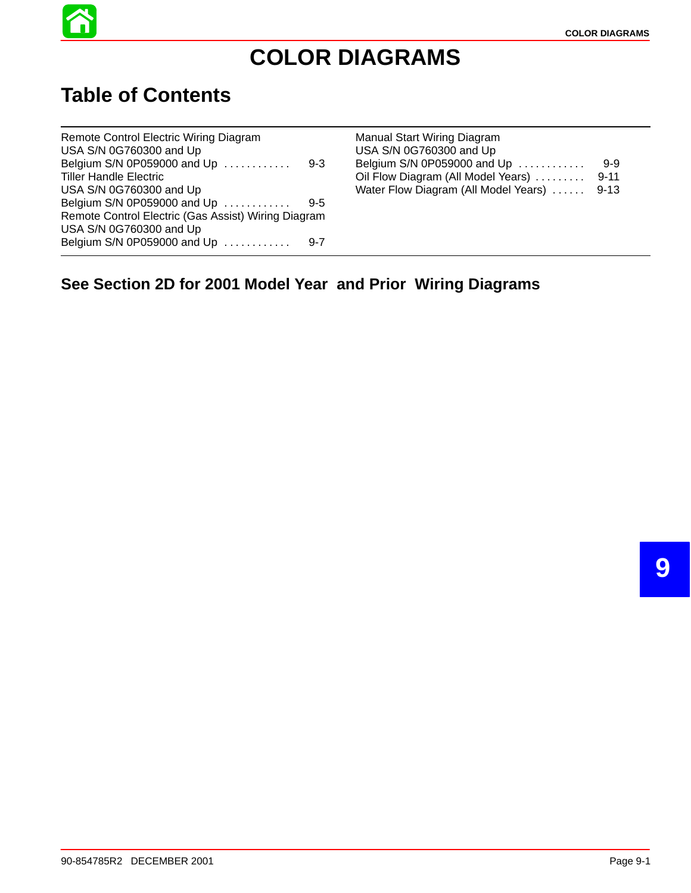# COLOR DIAGRAMS

## Table of Contents

Remote Control Electric Wiring Diagram
USA S/N 0G760300 and Up
Belgium S/N 0P059000 and Up ............ 9-3

Tiller Handle Electric
USA S/N 0G760300 and Up
Belgium S/N 0P059000 and Up ............ 9-5

Remote Control Electric (Gas Assist) Wiring Diagram
USA S/N 0G760300 and Up
Belgium S/N 0P059000 and Up ............ 9-7

Manual Start Wiring Diagram
USA S/N 0G760300 and Up
Belgium S/N 0P059000 and Up ............ 9-9

Oil Flow Diagram (All Model Years) ......... 9-11

Water Flow Diagram (All Model Years) ...... 9-13

### See Section 2D for 2001 Model Year and Prior Wiring Diagrams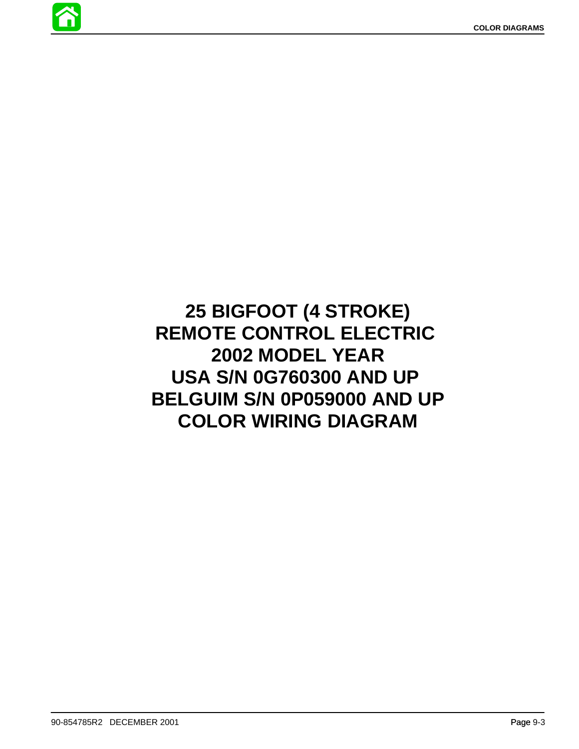# 25 BIGFOOT (4 STROKE)
# REMOTE CONTROL ELECTRIC
# 2002 MODEL YEAR
# USA S/N 0G760300 AND UP
# BELGUIM S/N 0P059000 AND UP
# COLOR WIRING DIAGRAM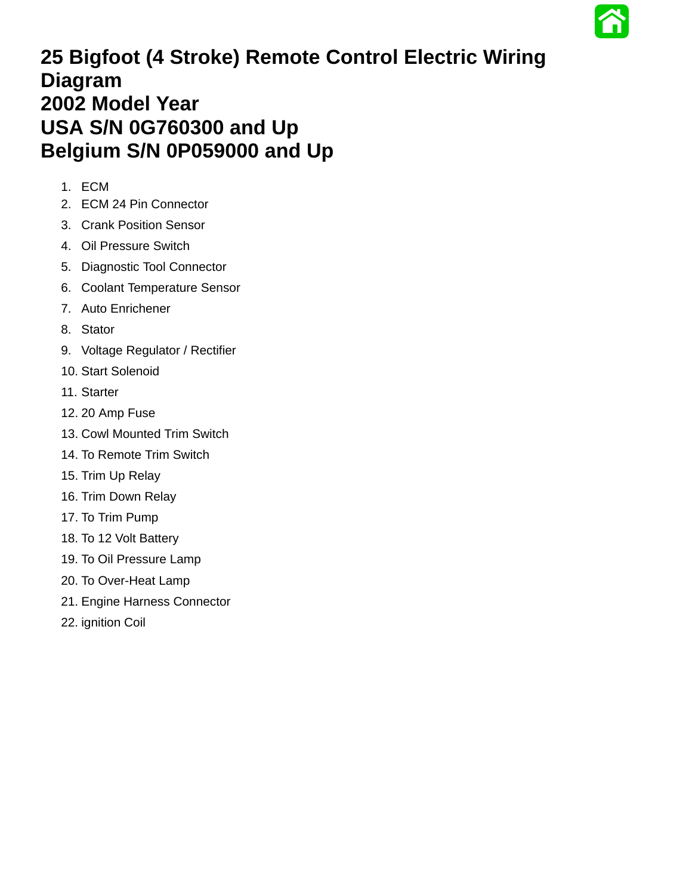# 25 Bigfoot (4 Stroke) Remote Control Electric Wiring Diagram
# 2002 Model Year
# USA S/N 0G760300 and Up
# Belgium S/N 0P059000 and Up

1. ECM
2. ECM 24 Pin Connector
3. Crank Position Sensor
4. Oil Pressure Switch
5. Diagnostic Tool Connector
6. Coolant Temperature Sensor
7. Auto Enrichener
8. Stator
9. Voltage Regulator / Rectifier
10. Start Solenoid
11. Starter
12. 20 Amp Fuse
13. Cowl Mounted Trim Switch
14. To Remote Trim Switch
15. Trim Up Relay
16. Trim Down Relay
17. To Trim Pump
18. To 12 Volt Battery
19. To Oil Pressure Lamp
20. To Over-Heat Lamp
21. Engine Harness Connector
22. ignition Coil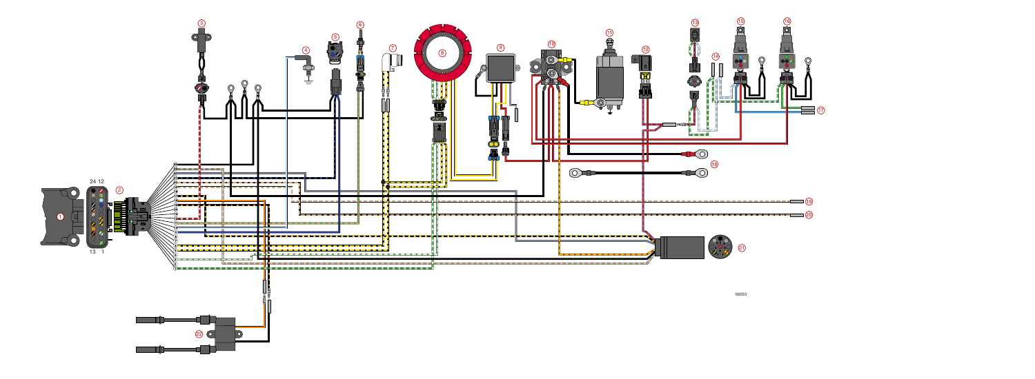59253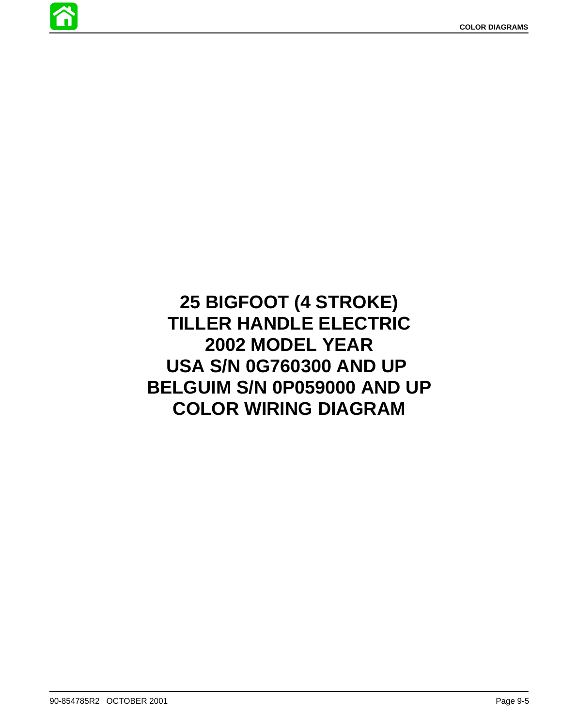# 25 BIGFOOT (4 STROKE) TILLER HANDLE ELECTRIC 2002 MODEL YEAR USA S/N 0G760300 AND UP BELGUIM S/N 0P059000 AND UP COLOR WIRING DIAGRAM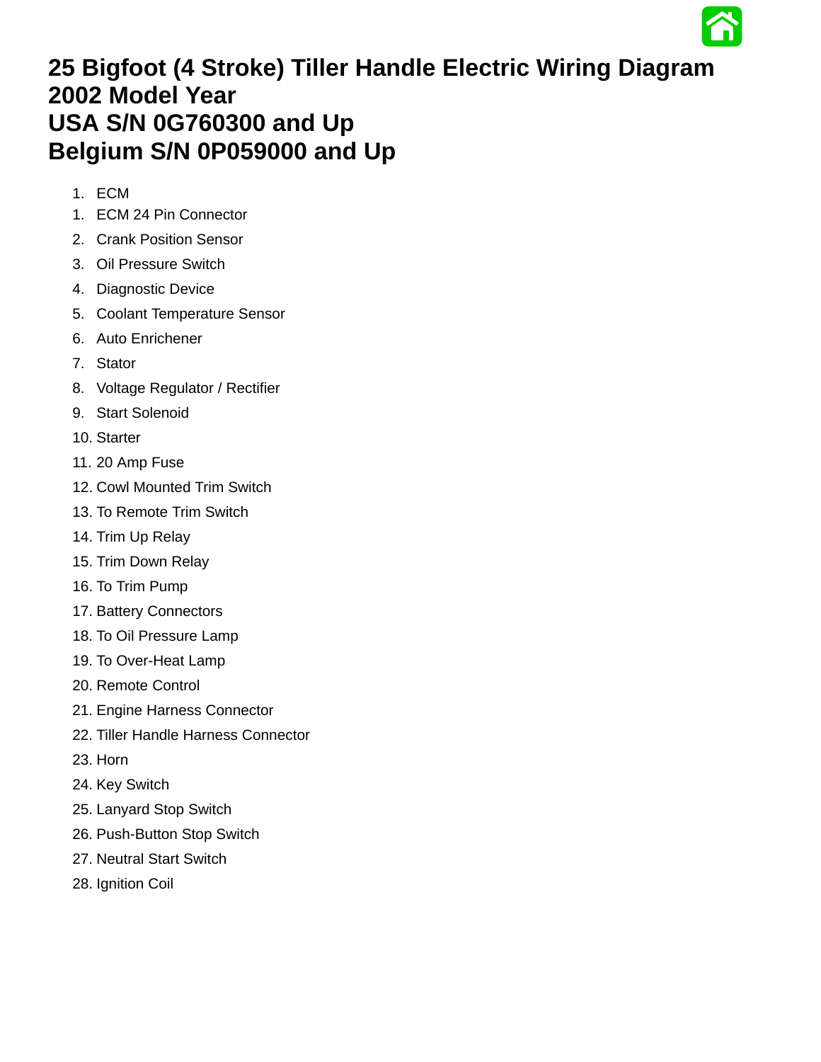# 25 Bigfoot (4 Stroke) Tiller Handle Electric Wiring Diagram 2002 Model Year USA S/N 0G760300 and Up Belgium S/N 0P059000 and Up

1. ECM
1. ECM 24 Pin Connector
2. Crank Position Sensor
3. Oil Pressure Switch
4. Diagnostic Device
5. Coolant Temperature Sensor
6. Auto Enrichener
7. Stator
8. Voltage Regulator / Rectifier
9. Start Solenoid
10. Starter
11. 20 Amp Fuse
12. Cowl Mounted Trim Switch
13. To Remote Trim Switch
14. Trim Up Relay
15. Trim Down Relay
16. To Trim Pump
17. Battery Connectors
18. To Oil Pressure Lamp
19. To Over-Heat Lamp
20. Remote Control
21. Engine Harness Connector
22. Tiller Handle Harness Connector
23. Horn
24. Key Switch
25. Lanyard Stop Switch
26. Push-Button Stop Switch
27. Neutral Start Switch
28. Ignition Coil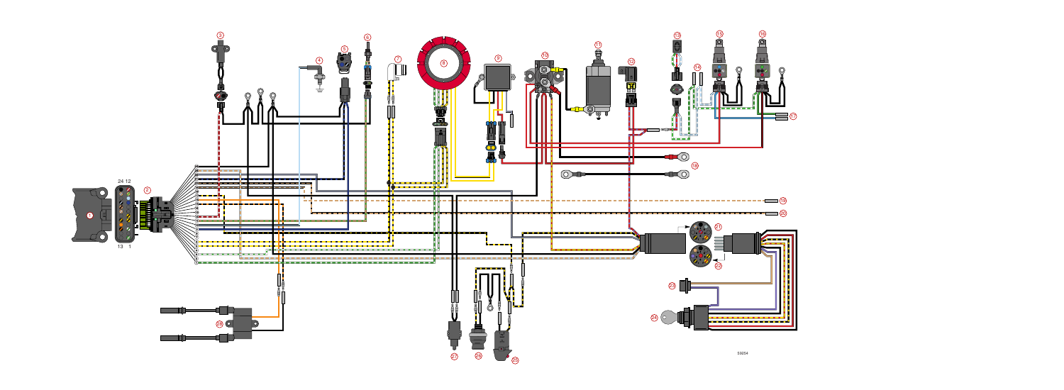24 12

13 1

1 2 3 4 5 6 7 8 9 10 11 12 13 14 15 16 17 18 19 20 21 22 23 24 25 26 27 28 29

59254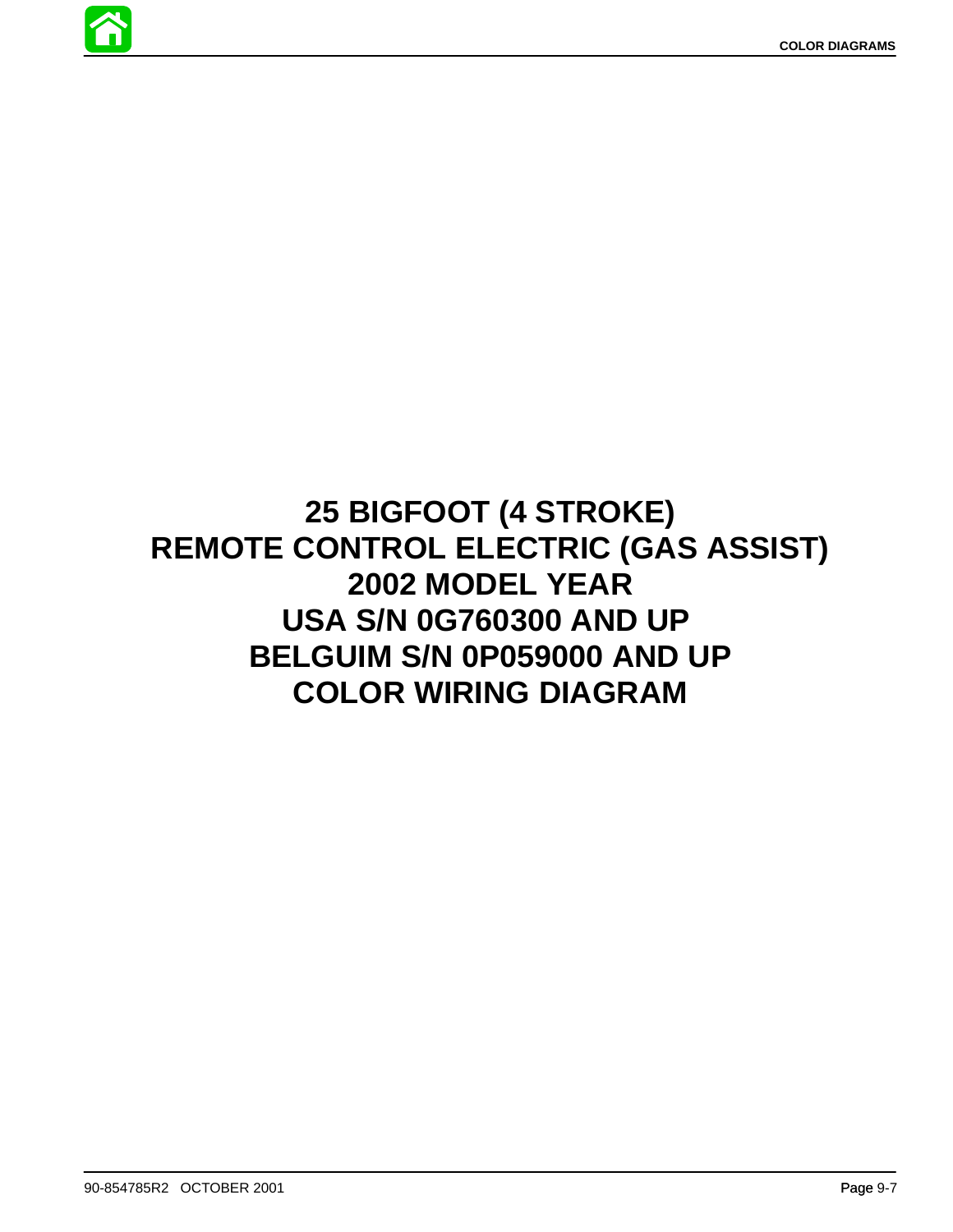# 25 BIGFOOT (4 STROKE)
# REMOTE CONTROL ELECTRIC (GAS ASSIST)
# 2002 MODEL YEAR
# USA S/N 0G760300 AND UP
# BELGUIM S/N 0P059000 AND UP
# COLOR WIRING DIAGRAM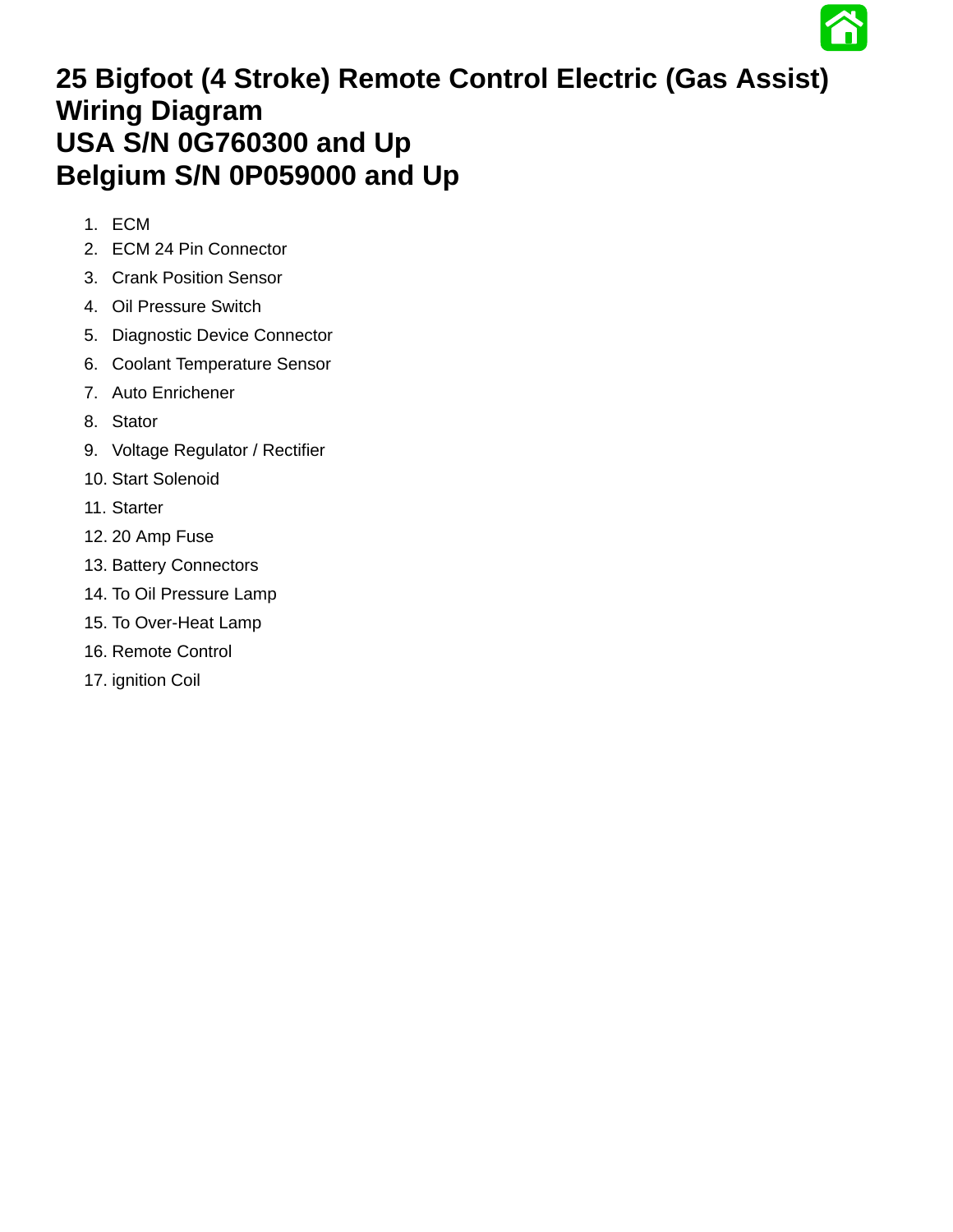# 25 Bigfoot (4 Stroke) Remote Control Electric (Gas Assist) Wiring Diagram
# USA S/N 0G760300 and Up
# Belgium S/N 0P059000 and Up

1. ECM
2. ECM 24 Pin Connector
3. Crank Position Sensor
4. Oil Pressure Switch
5. Diagnostic Device Connector
6. Coolant Temperature Sensor
7. Auto Enrichener
8. Stator
9. Voltage Regulator / Rectifier
10. Start Solenoid
11. Starter
12. 20 Amp Fuse
13. Battery Connectors
14. To Oil Pressure Lamp
15. To Over-Heat Lamp
16. Remote Control
17. ignition Coil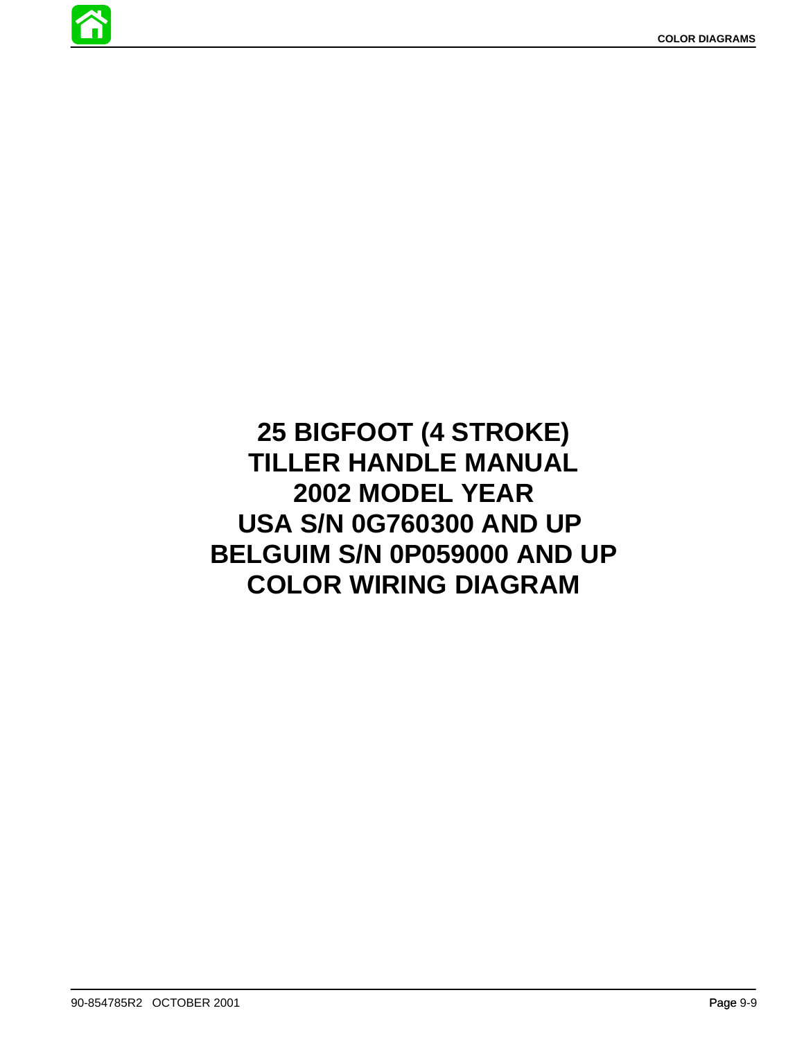# 25 BIGFOOT (4 STROKE) TILLER HANDLE MANUAL 2002 MODEL YEAR USA S/N 0G760300 AND UP BELGUIM S/N 0P059000 AND UP COLOR WIRING DIAGRAM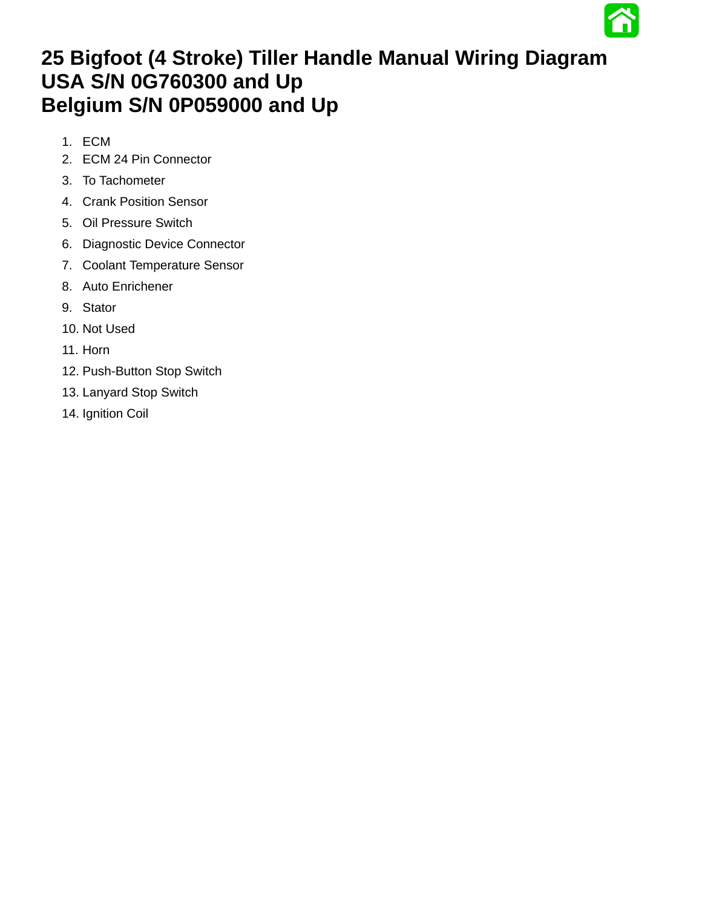# 25 Bigfoot (4 Stroke) Tiller Handle Manual Wiring Diagram USA S/N 0G760300 and Up Belgium S/N 0P059000 and Up

1. ECM
2. ECM 24 Pin Connector
3. To Tachometer
4. Crank Position Sensor
5. Oil Pressure Switch
6. Diagnostic Device Connector
7. Coolant Temperature Sensor
8. Auto Enrichener
9. Stator
10. Not Used
11. Horn
12. Push-Button Stop Switch
13. Lanyard Stop Switch
14. Ignition Coil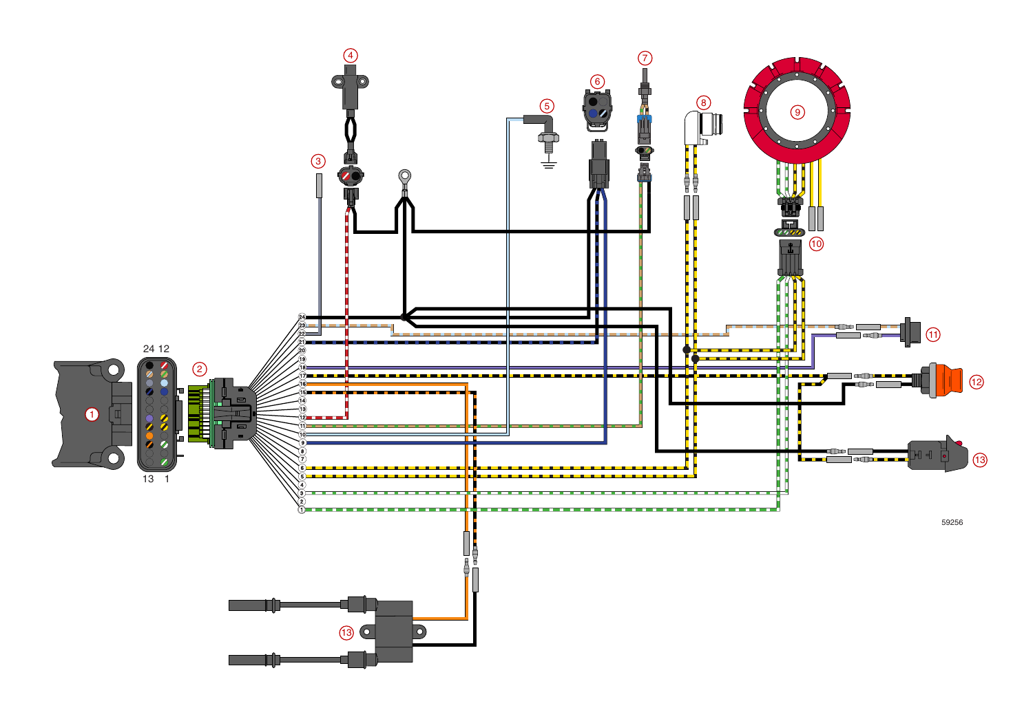59256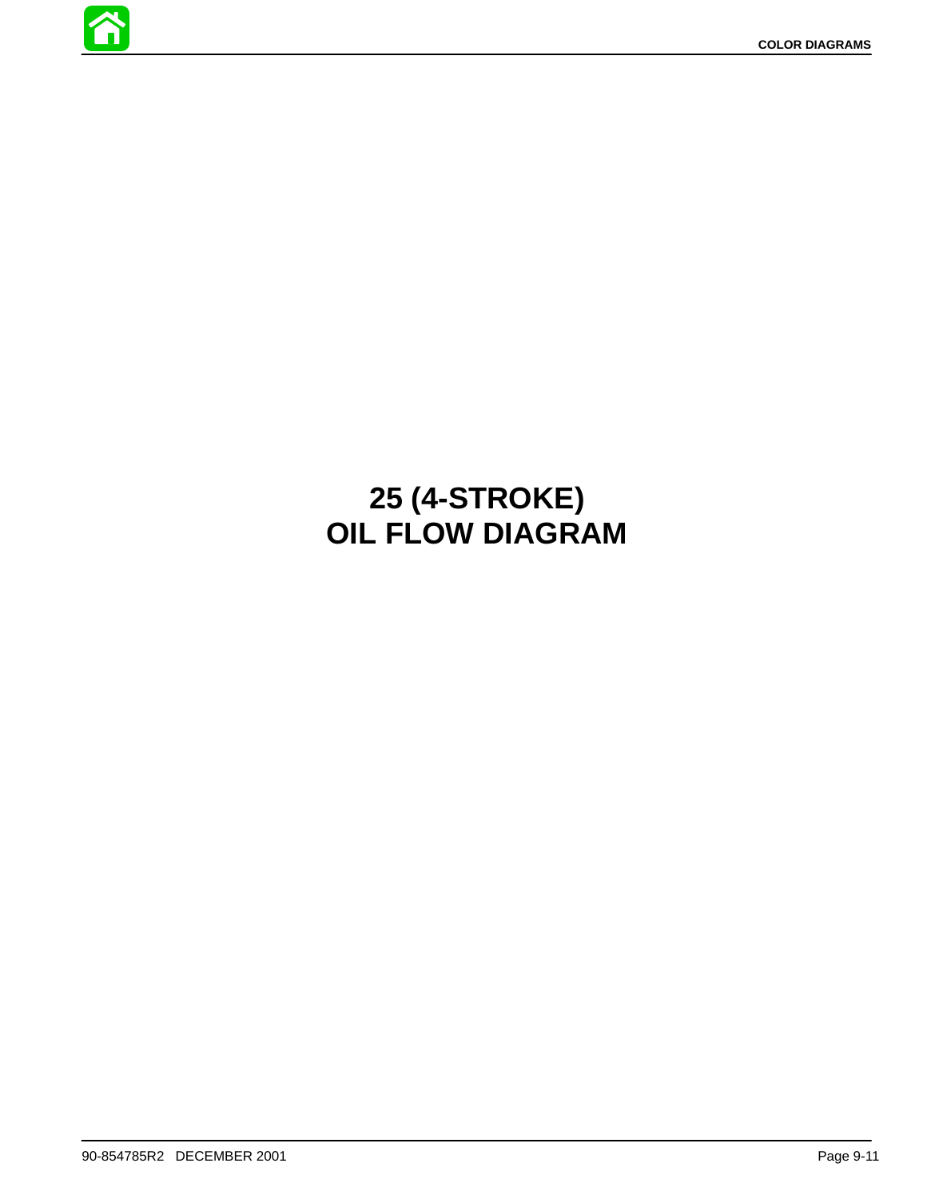# 25 (4-STROKE) OIL FLOW DIAGRAM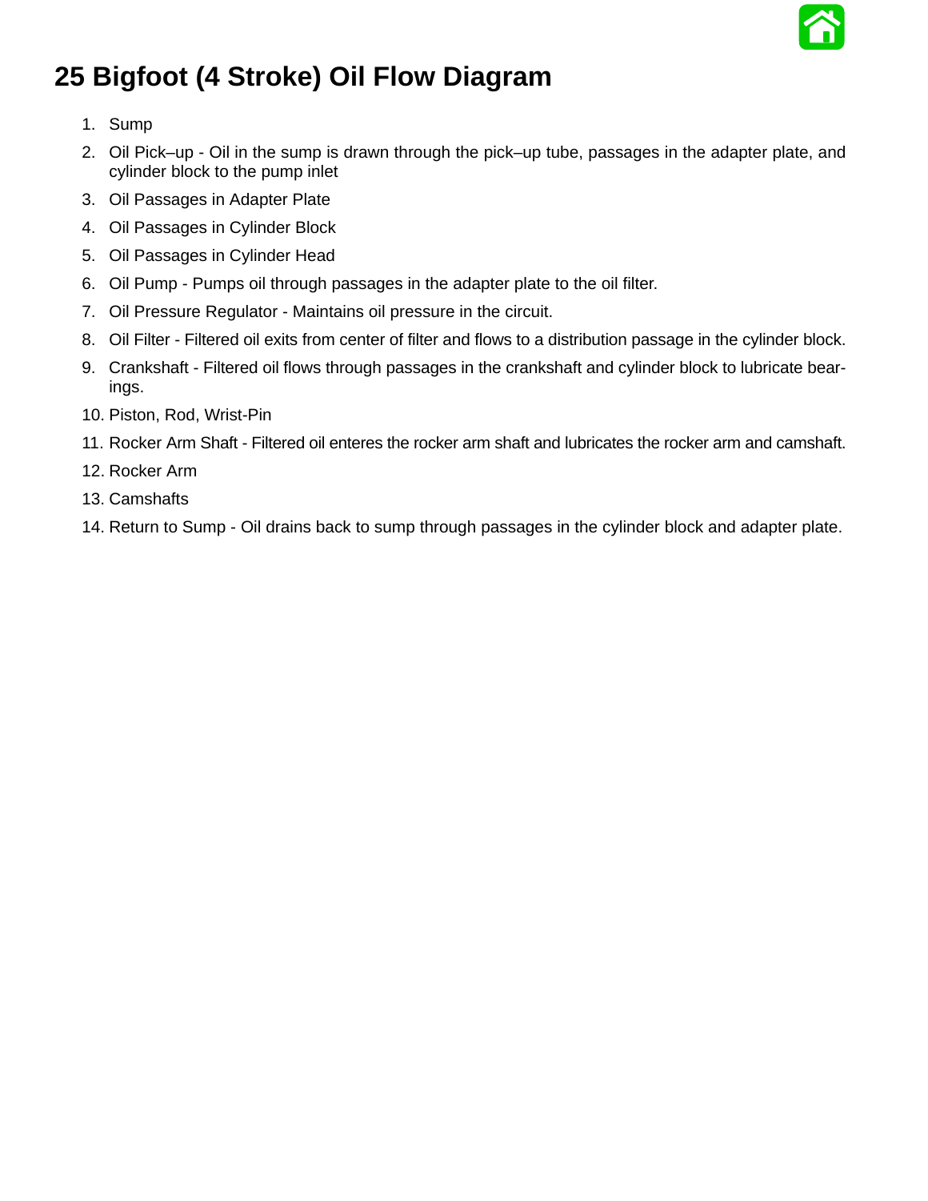# 25 Bigfoot (4 Stroke) Oil Flow Diagram

1. Sump
2. Oil Pick–up - Oil in the sump is drawn through the pick–up tube, passages in the adapter plate, and cylinder block to the pump inlet
3. Oil Passages in Adapter Plate
4. Oil Passages in Cylinder Block
5. Oil Passages in Cylinder Head
6. Oil Pump - Pumps oil through passages in the adapter plate to the oil filter.
7. Oil Pressure Regulator - Maintains oil pressure in the circuit.
8. Oil Filter - Filtered oil exits from center of filter and flows to a distribution passage in the cylinder block.
9. Crankshaft - Filtered oil flows through passages in the crankshaft and cylinder block to lubricate bearings.
10. Piston, Rod, Wrist-Pin
11. Rocker Arm Shaft - Filtered oil enteres the rocker arm shaft and lubricates the rocker arm and camshaft.
12. Rocker Arm
13. Camshafts
14. Return to Sump - Oil drains back to sump through passages in the cylinder block and adapter plate.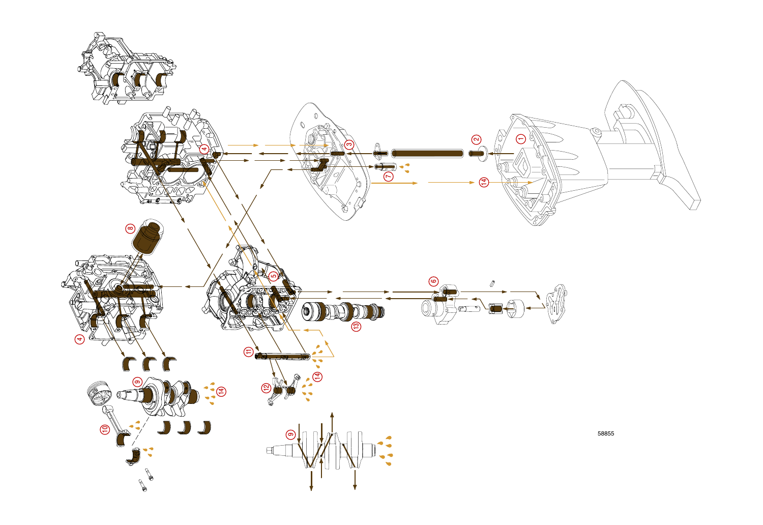58855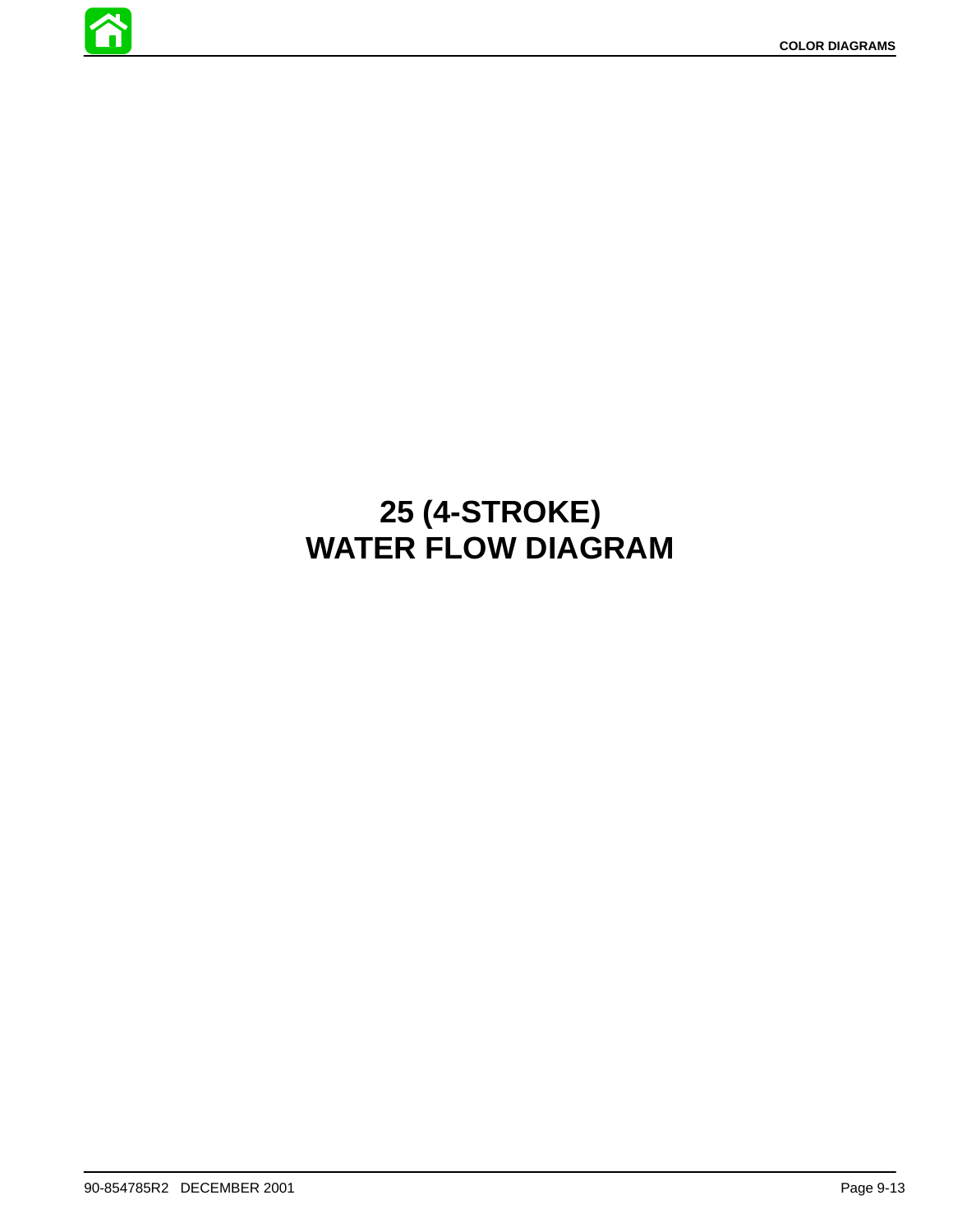# 25 (4-STROKE) WATER FLOW DIAGRAM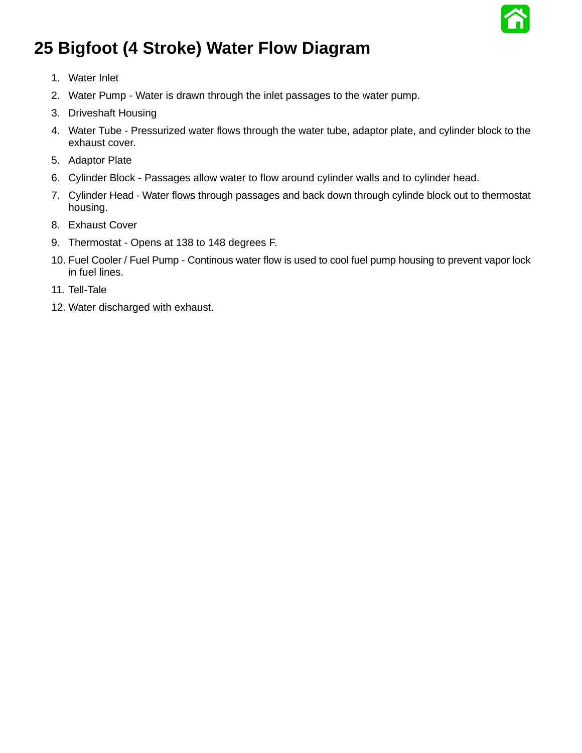# 25 Bigfoot (4 Stroke) Water Flow Diagram

1. Water Inlet
2. Water Pump - Water is drawn through the inlet passages to the water pump.
3. Driveshaft Housing
4. Water Tube - Pressurized water flows through the water tube, adaptor plate, and cylinder block to the exhaust cover.
5. Adaptor Plate
6. Cylinder Block - Passages allow water to flow around cylinder walls and to cylinder head.
7. Cylinder Head - Water flows through passages and back down through cylinde block out to thermostat housing.
8. Exhaust Cover
9. Thermostat - Opens at 138 to 148 degrees F.
10. Fuel Cooler / Fuel Pump - Continous water flow is used to cool fuel pump housing to prevent vapor lock in fuel lines.
11. Tell-Tale
12. Water discharged with exhaust.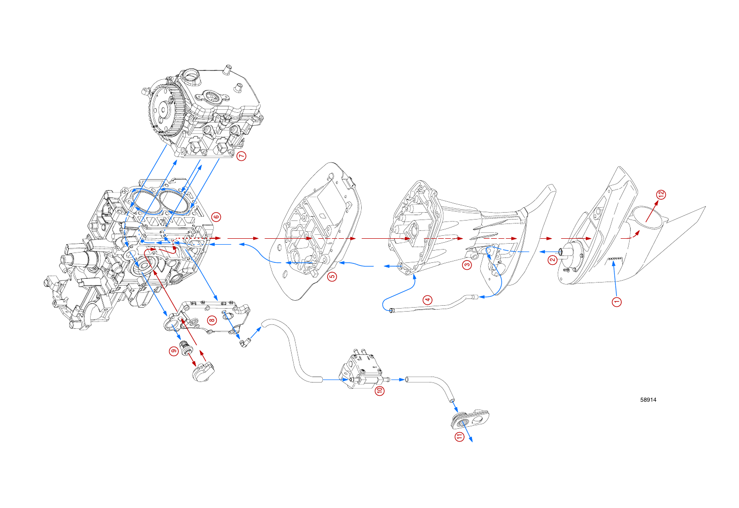58914